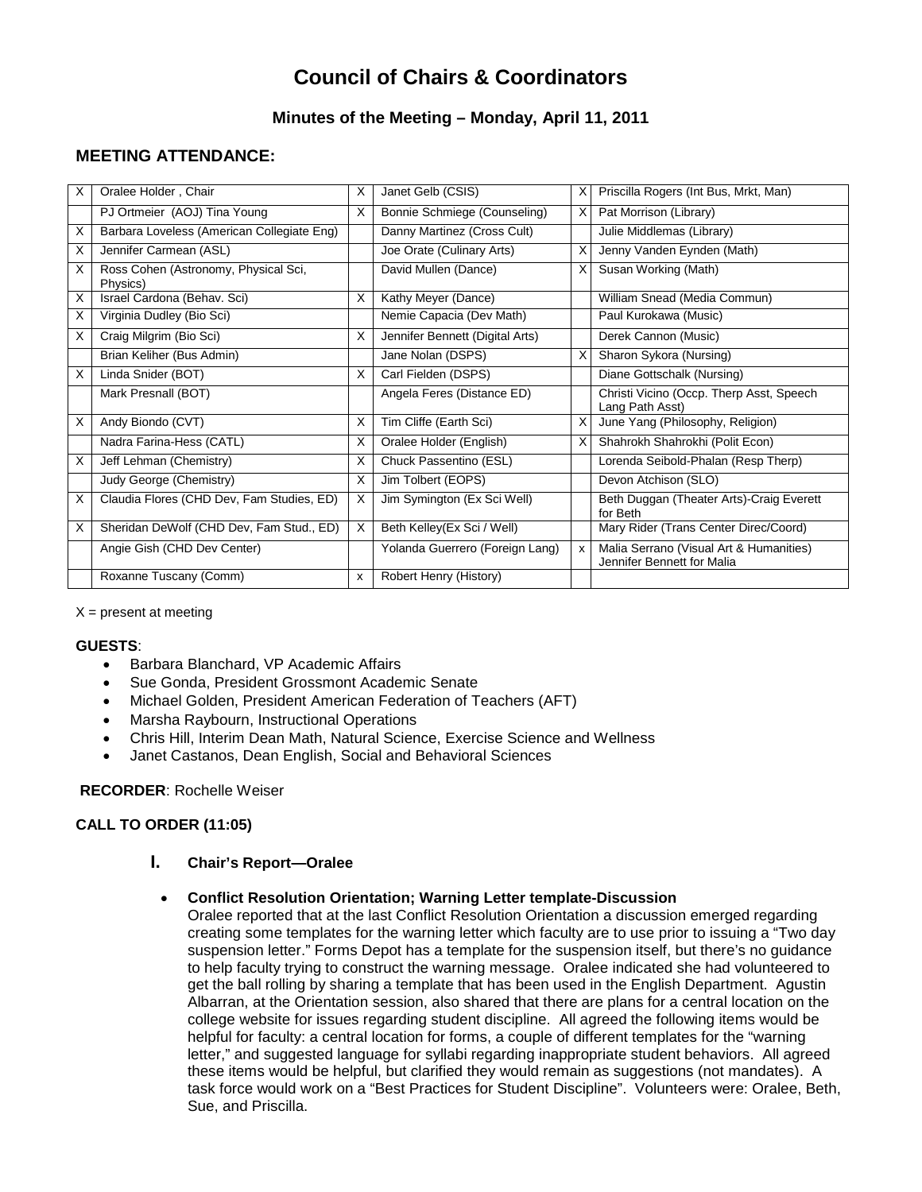# Council of Chairs & Coordinators

## Minutes of the Meeting – Monday, April 11, 2011

## MEETING ATTENDANCE:

| | | | | | |
|---|---|---|---|---|---|
| X | Oralee Holder , Chair | X | Janet Gelb (CSIS) | X | Priscilla Rogers (Int Bus, Mrkt, Man) |
| | PJ Ortmeier (AOJ) Tina Young | X | Bonnie Schmiege (Counseling) | X | Pat Morrison (Library) |
| X | Barbara Loveless (American Collegiate Eng) | | Danny Martinez (Cross Cult) | | Julie Middlemas (Library) |
| X | Jennifer Carmean (ASL) | | Joe Orate (Culinary Arts) | X | Jenny Vanden Eynden (Math) |
| X | Ross Cohen (Astronomy, Physical Sci, Physics) | | David Mullen (Dance) | X | Susan Working (Math) |
| X | Israel Cardona (Behav. Sci) | X | Kathy Meyer (Dance) | | William Snead (Media Commun) |
| X | Virginia Dudley (Bio Sci) | | Nemie Capacia (Dev Math) | | Paul Kurokawa (Music) |
| X | Craig Milgrim (Bio Sci) | X | Jennifer Bennett (Digital Arts) | | Derek Cannon (Music) |
| | Brian Keliher (Bus Admin) | | Jane Nolan (DSPS) | X | Sharon Sykora (Nursing) |
| X | Linda Snider (BOT) | X | Carl Fielden (DSPS) | | Diane Gottschalk (Nursing) |
| | Mark Presnall (BOT) | | Angela Feres (Distance ED) | | Christi Vicino (Occp. Therp Asst, Speech Lang Path Asst) |
| X | Andy Biondo (CVT) | X | Tim Cliffe (Earth Sci) | X | June Yang (Philosophy, Religion) |
| | Nadra Farina-Hess (CATL) | X | Oralee Holder (English) | X | Shahrokh Shahrokhi (Polit Econ) |
| X | Jeff Lehman (Chemistry) | X | Chuck Passentino (ESL) | | Lorenda Seibold-Phalan (Resp Therp) |
| | Judy George (Chemistry) | X | Jim Tolbert (EOPS) | | Devon Atchison (SLO) |
| X | Claudia Flores (CHD Dev, Fam Studies, ED) | X | Jim Symington (Ex Sci Well) | | Beth Duggan (Theater Arts)-Craig Everett for Beth |
| X | Sheridan DeWolf (CHD Dev, Fam Stud., ED) | X | Beth Kelley(Ex Sci / Well) | | Mary Rider (Trans Center Direc/Coord) |
| | Angie Gish (CHD Dev Center) | | Yolanda Guerrero (Foreign Lang) | x | Malia Serrano (Visual Art & Humanities) Jennifer Bennett for Malia |
| | Roxanne Tuscany (Comm) | x | Robert Henry (History) | | |

X = present at meeting

**GUESTS**:

- Barbara Blanchard, VP Academic Affairs
- Sue Gonda, President Grossmont Academic Senate
- Michael Golden, President American Federation of Teachers (AFT)
- Marsha Raybourn, Instructional Operations
- Chris Hill, Interim Dean Math, Natural Science, Exercise Science and Wellness
- Janet Castanos, Dean English, Social and Behavioral Sciences

**RECORDER**: Rochelle Weiser

**CALL TO ORDER (11:05)**

### I. Chair's Report—Oralee

- **Conflict Resolution Orientation; Warning Letter template-Discussion**
  Oralee reported that at the last Conflict Resolution Orientation a discussion emerged regarding creating some templates for the warning letter which faculty are to use prior to issuing a "Two day suspension letter." Forms Depot has a template for the suspension itself, but there's no guidance to help faculty trying to construct the warning message. Oralee indicated she had volunteered to get the ball rolling by sharing a template that has been used in the English Department. Agustin Albarran, at the Orientation session, also shared that there are plans for a central location on the college website for issues regarding student discipline. All agreed the following items would be helpful for faculty: a central location for forms, a couple of different templates for the "warning letter," and suggested language for syllabi regarding inappropriate student behaviors. All agreed these items would be helpful, but clarified they would remain as suggestions (not mandates). A task force would work on a "Best Practices for Student Discipline". Volunteers were: Oralee, Beth, Sue, and Priscilla.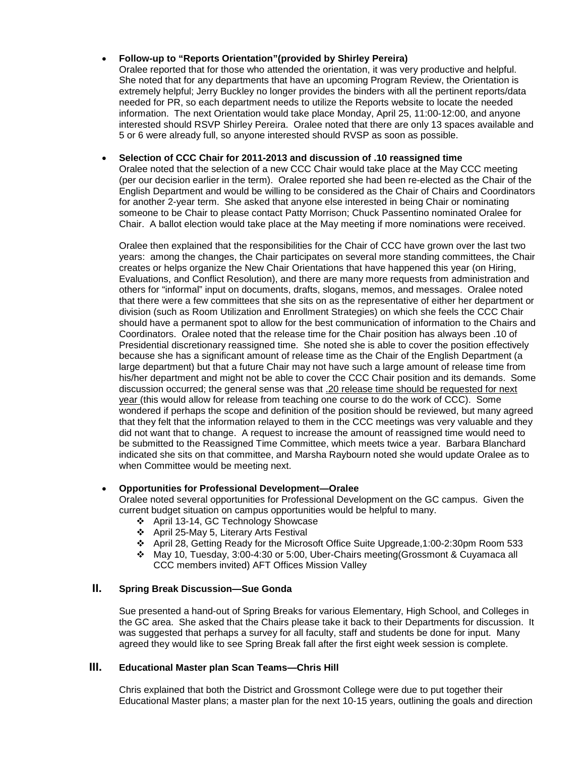- **Follow-up to "Reports Orientation"(provided by Shirley Pereira)**
  Oralee reported that for those who attended the orientation, it was very productive and helpful. She noted that for any departments that have an upcoming Program Review, the Orientation is extremely helpful; Jerry Buckley no longer provides the binders with all the pertinent reports/data needed for PR, so each department needs to utilize the Reports website to locate the needed information. The next Orientation would take place Monday, April 25, 11:00-12:00, and anyone interested should RSVP Shirley Pereira. Oralee noted that there are only 13 spaces available and 5 or 6 were already full, so anyone interested should RVSP as soon as possible.

- **Selection of CCC Chair for 2011-2013 and discussion of .10 reassigned time**
  Oralee noted that the selection of a new CCC Chair would take place at the May CCC meeting (per our decision earlier in the term). Oralee reported she had been re-elected as the Chair of the English Department and would be willing to be considered as the Chair of Chairs and Coordinators for another 2-year term. She asked that anyone else interested in being Chair or nominating someone to be Chair to please contact Patty Morrison; Chuck Passentino nominated Oralee for Chair. A ballot election would take place at the May meeting if more nominations were received.

  Oralee then explained that the responsibilities for the Chair of CCC have grown over the last two years: among the changes, the Chair participates on several more standing committees, the Chair creates or helps organize the New Chair Orientations that have happened this year (on Hiring, Evaluations, and Conflict Resolution), and there are many more requests from administration and others for "informal" input on documents, drafts, slogans, memos, and messages. Oralee noted that there were a few committees that she sits on as the representative of either her department or division (such as Room Utilization and Enrollment Strategies) on which she feels the CCC Chair should have a permanent spot to allow for the best communication of information to the Chairs and Coordinators. Oralee noted that the release time for the Chair position has always been .10 of Presidential discretionary reassigned time. She noted she is able to cover the position effectively because she has a significant amount of release time as the Chair of the English Department (a large department) but that a future Chair may not have such a large amount of release time from his/her department and might not be able to cover the CCC Chair position and its demands. Some discussion occurred; the general sense was that <u>.20 release time should be requested for next year</u> (this would allow for release from teaching one course to do the work of CCC). Some wondered if perhaps the scope and definition of the position should be reviewed, but many agreed that they felt that the information relayed to them in the CCC meetings was very valuable and they did not want that to change. A request to increase the amount of reassigned time would need to be submitted to the Reassigned Time Committee, which meets twice a year. Barbara Blanchard indicated she sits on that committee, and Marsha Raybourn noted she would update Oralee as to when Committee would be meeting next.

- **Opportunities for Professional Development—Oralee**
  Oralee noted several opportunities for Professional Development on the GC campus. Given the current budget situation on campus opportunities would be helpful to many.
  - April 13-14, GC Technology Showcase
  - April 25-May 5, Literary Arts Festival
  - April 28, Getting Ready for the Microsoft Office Suite Upgreade,1:00-2:30pm Room 533
  - May 10, Tuesday, 3:00-4:30 or 5:00, Uber-Chairs meeting(Grossmont & Cuyamaca all CCC members invited) AFT Offices Mission Valley

## II. Spring Break Discussion—Sue Gonda

Sue presented a hand-out of Spring Breaks for various Elementary, High School, and Colleges in the GC area. She asked that the Chairs please take it back to their Departments for discussion. It was suggested that perhaps a survey for all faculty, staff and students be done for input. Many agreed they would like to see Spring Break fall after the first eight week session is complete.

## III. Educational Master plan Scan Teams—Chris Hill

Chris explained that both the District and Grossmont College were due to put together their Educational Master plans; a master plan for the next 10-15 years, outlining the goals and direction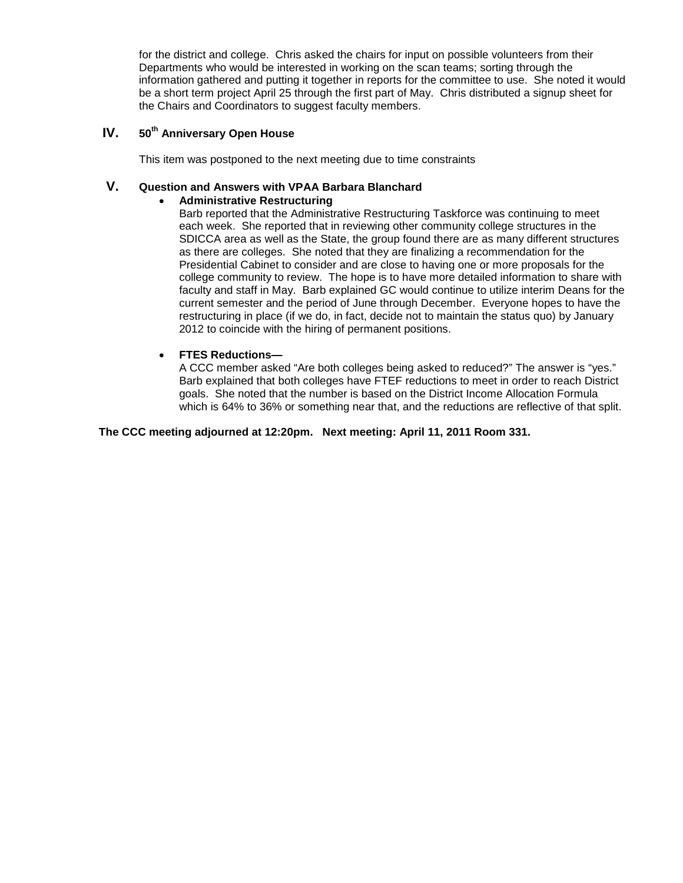for the district and college. Chris asked the chairs for input on possible volunteers from their Departments who would be interested in working on the scan teams; sorting through the information gathered and putting it together in reports for the committee to use. She noted it would be a short term project April 25 through the first part of May. Chris distributed a signup sheet for the Chairs and Coordinators to suggest faculty members.

## IV. 50th Anniversary Open House

This item was postponed to the next meeting due to time constraints

## V. Question and Answers with VPAA Barbara Blanchard

- **Administrative Restructuring**
  Barb reported that the Administrative Restructuring Taskforce was continuing to meet each week. She reported that in reviewing other community college structures in the SDICCA area as well as the State, the group found there are as many different structures as there are colleges. She noted that they are finalizing a recommendation for the Presidential Cabinet to consider and are close to having one or more proposals for the college community to review. The hope is to have more detailed information to share with faculty and staff in May. Barb explained GC would continue to utilize interim Deans for the current semester and the period of June through December. Everyone hopes to have the restructuring in place (if we do, in fact, decide not to maintain the status quo) by January 2012 to coincide with the hiring of permanent positions.

- **FTES Reductions—**
  A CCC member asked "Are both colleges being asked to reduced?" The answer is "yes." Barb explained that both colleges have FTEF reductions to meet in order to reach District goals. She noted that the number is based on the District Income Allocation Formula which is 64% to 36% or something near that, and the reductions are reflective of that split.

**The CCC meeting adjourned at 12:20pm. Next meeting: April 11, 2011 Room 331.**